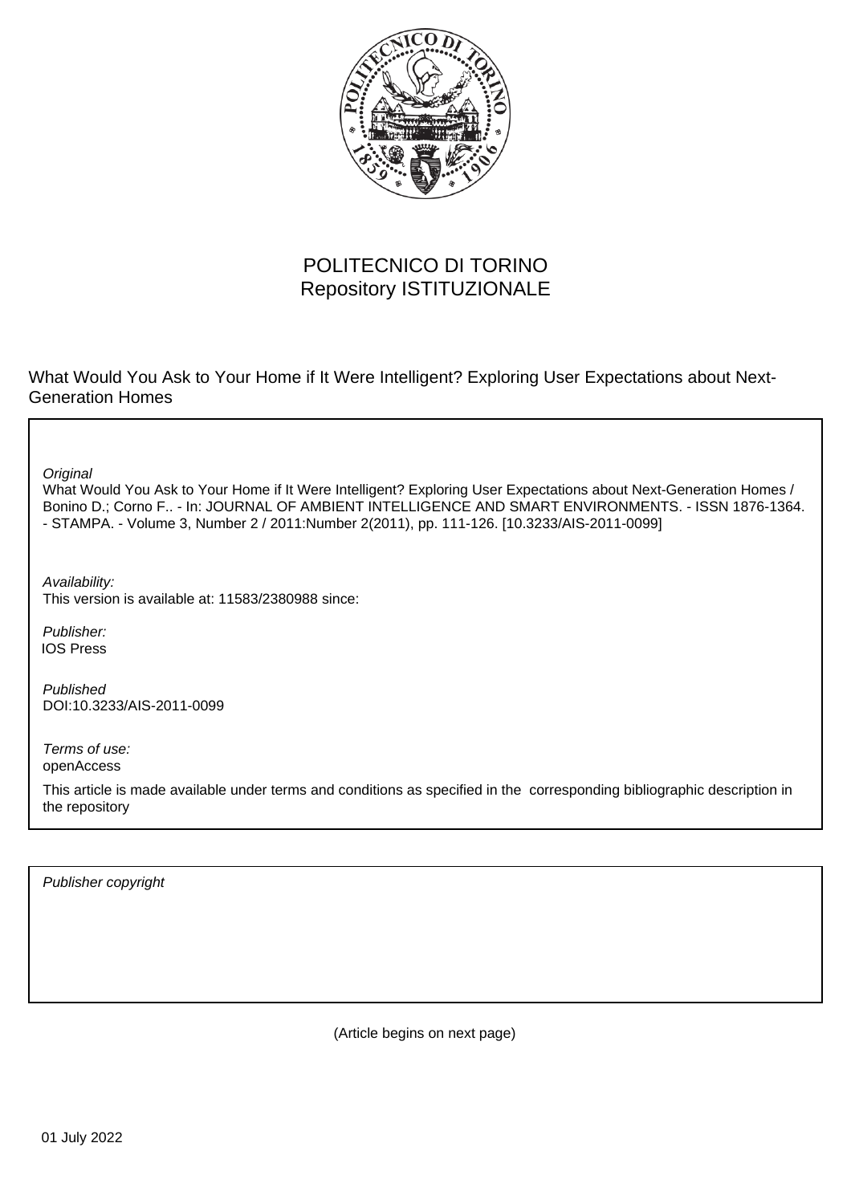POLITECNICO DI TORINO
Repository ISTITUZIONALE

What Would You Ask to Your Home if It Were Intelligent? Exploring User Expectations about Next-Generation Homes

*Original*
What Would You Ask to Your Home if It Were Intelligent? Exploring User Expectations about Next-Generation Homes / Bonino D.; Corno F.. - In: JOURNAL OF AMBIENT INTELLIGENCE AND SMART ENVIRONMENTS. - ISSN 1876-1364. - STAMPA. - Volume 3, Number 2 / 2011:Number 2(2011), pp. 111-126. [10.3233/AIS-2011-0099]

*Availability:*
This version is available at: 11583/2380988 since:

*Publisher:*
IOS Press

*Published*
DOI:10.3233/AIS-2011-0099

*Terms of use:*
openAccess

This article is made available under terms and conditions as specified in the corresponding bibliographic description in the repository

*Publisher copyright*

(Article begins on next page)

01 July 2022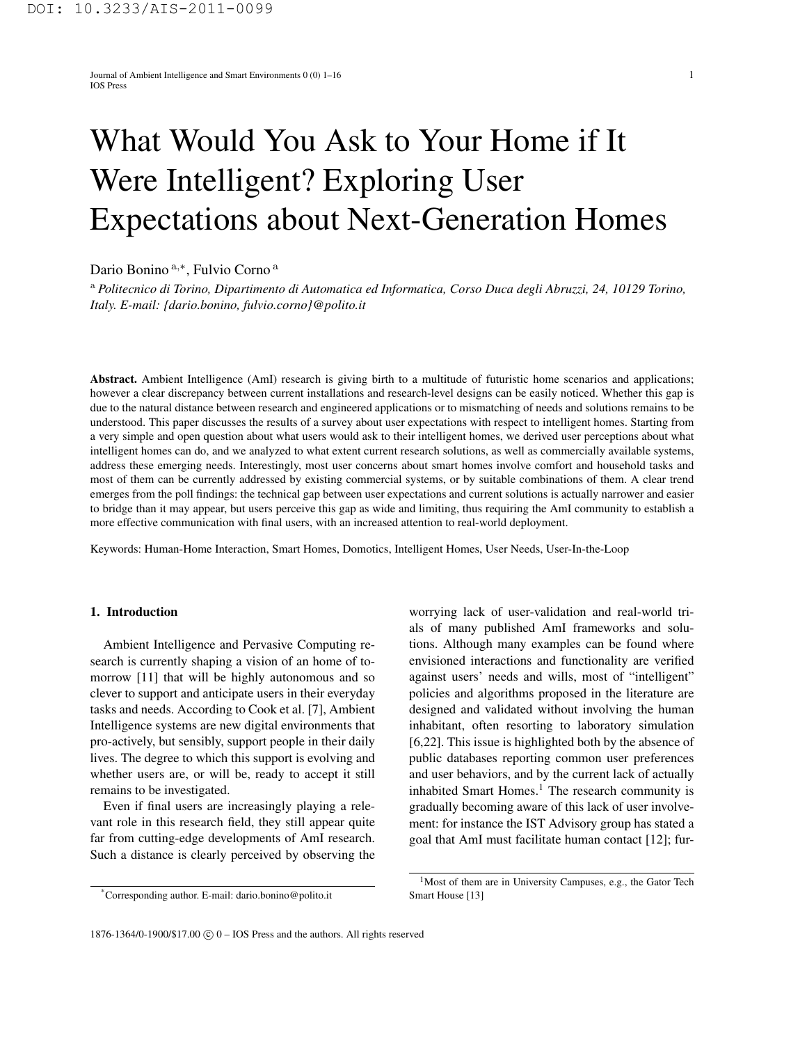# What Would You Ask to Your Home if It Were Intelligent? Exploring User Expectations about Next-Generation Homes

Dario Bonino [a,*], Fulvio Corno [a]

[a] *Politecnico di Torino, Dipartimento di Automatica ed Informatica, Corso Duca degli Abruzzi, 24, 10129 Torino, Italy. E-mail: {dario.bonino, fulvio.corno}@polito.it*

**Abstract.** Ambient Intelligence (AmI) research is giving birth to a multitude of futuristic home scenarios and applications; however a clear discrepancy between current installations and research-level designs can be easily noticed. Whether this gap is due to the natural distance between research and engineered applications or to mismatching of needs and solutions remains to be understood. This paper discusses the results of a survey about user expectations with respect to intelligent homes. Starting from a very simple and open question about what users would ask to their intelligent homes, we derived user perceptions about what intelligent homes can do, and we analyzed to what extent current research solutions, as well as commercially available systems, address these emerging needs. Interestingly, most user concerns about smart homes involve comfort and household tasks and most of them can be currently addressed by existing commercial systems, or by suitable combinations of them. A clear trend emerges from the poll findings: the technical gap between user expectations and current solutions is actually narrower and easier to bridge than it may appear, but users perceive this gap as wide and limiting, thus requiring the AmI community to establish a more effective communication with final users, with an increased attention to real-world deployment.

Keywords: Human-Home Interaction, Smart Homes, Domotics, Intelligent Homes, User Needs, User-In-the-Loop

## 1. Introduction

Ambient Intelligence and Pervasive Computing research is currently shaping a vision of an home of tomorrow [11] that will be highly autonomous and so clever to support and anticipate users in their everyday tasks and needs. According to Cook et al. [7], Ambient Intelligence systems are new digital environments that pro-actively, but sensibly, support people in their daily lives. The degree to which this support is evolving and whether users are, or will be, ready to accept it still remains to be investigated.

Even if final users are increasingly playing a relevant role in this research field, they still appear quite far from cutting-edge developments of AmI research. Such a distance is clearly perceived by observing the worrying lack of user-validation and real-world trials of many published AmI frameworks and solutions. Although many examples can be found where envisioned interactions and functionality are verified against users' needs and wills, most of "intelligent" policies and algorithms proposed in the literature are designed and validated without involving the human inhabitant, often resorting to laboratory simulation [6,22]. This issue is highlighted both by the absence of public databases reporting common user preferences and user behaviors, and by the current lack of actually inhabited Smart Homes.[1] The research community is gradually becoming aware of this lack of user involvement: for instance the IST Advisory group has stated a goal that AmI must facilitate human contact [12]; fur-

*Corresponding author. E-mail: dario.bonino@polito.it

[1] Most of them are in University Campuses, e.g., the Gator Tech Smart House [13]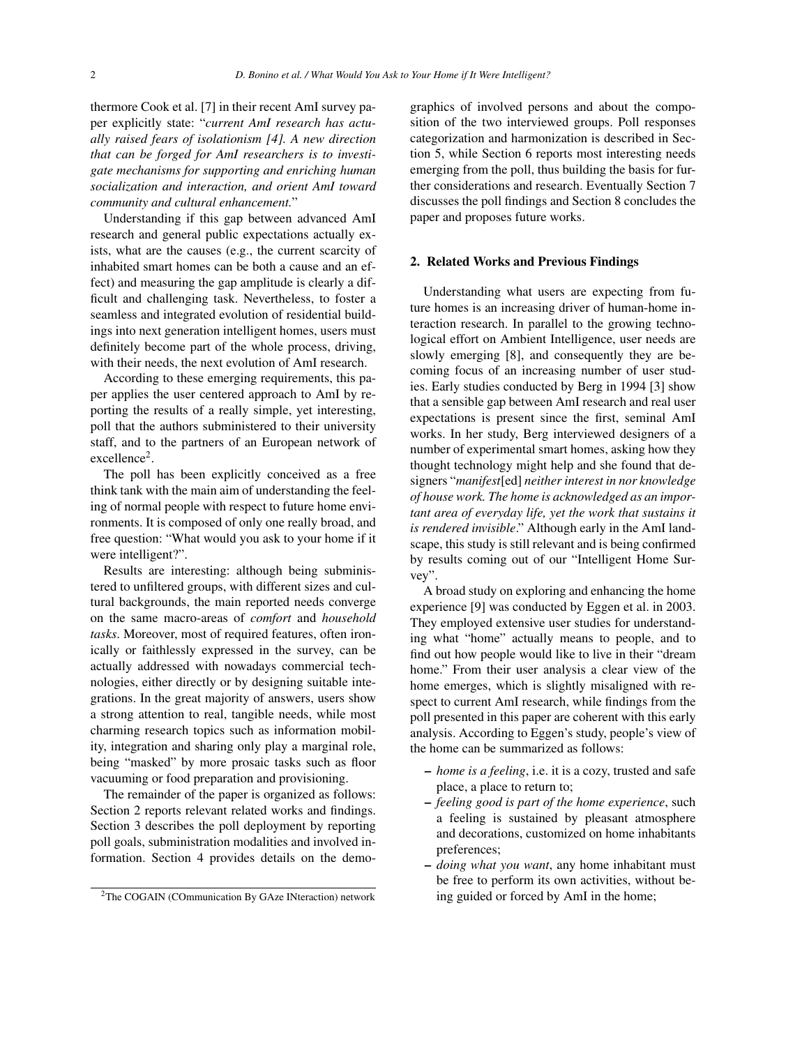thermore Cook et al. [7] in their recent AmI survey paper explicitly state: "*current AmI research has actually raised fears of isolationism [4]. A new direction that can be forged for AmI researchers is to investigate mechanisms for supporting and enriching human socialization and interaction, and orient AmI toward community and cultural enhancement.*"

Understanding if this gap between advanced AmI research and general public expectations actually exists, what are the causes (e.g., the current scarcity of inhabited smart homes can be both a cause and an effect) and measuring the gap amplitude is clearly a difficult and challenging task. Nevertheless, to foster a seamless and integrated evolution of residential buildings into next generation intelligent homes, users must definitely become part of the whole process, driving, with their needs, the next evolution of AmI research.

According to these emerging requirements, this paper applies the user centered approach to AmI by reporting the results of a really simple, yet interesting, poll that the authors subministered to their university staff, and to the partners of an European network of excellence[2].

The poll has been explicitly conceived as a free think tank with the main aim of understanding the feeling of normal people with respect to future home environments. It is composed of only one really broad, and free question: "What would you ask to your home if it were intelligent?".

Results are interesting: although being subministered to unfiltered groups, with different sizes and cultural backgrounds, the main reported needs converge on the same macro-areas of *comfort* and *household tasks*. Moreover, most of required features, often ironically or faithlessly expressed in the survey, can be actually addressed with nowadays commercial technologies, either directly or by designing suitable integrations. In the great majority of answers, users show a strong attention to real, tangible needs, while most charming research topics such as information mobility, integration and sharing only play a marginal role, being "masked" by more prosaic tasks such as floor vacuuming or food preparation and provisioning.

The remainder of the paper is organized as follows: Section 2 reports relevant related works and findings. Section 3 describes the poll deployment by reporting poll goals, subministration modalities and involved information. Section 4 provides details on the demographics of involved persons and about the composition of the two interviewed groups. Poll responses categorization and harmonization is described in Section 5, while Section 6 reports most interesting needs emerging from the poll, thus building the basis for further considerations and research. Eventually Section 7 discusses the poll findings and Section 8 concludes the paper and proposes future works.

[2] The COGAIN (COmmunication By GAze INteraction) network

## 2. Related Works and Previous Findings

Understanding what users are expecting from future homes is an increasing driver of human-home interaction research. In parallel to the growing technological effort on Ambient Intelligence, user needs are slowly emerging [8], and consequently they are becoming focus of an increasing number of user studies. Early studies conducted by Berg in 1994 [3] show that a sensible gap between AmI research and real user expectations is present since the first, seminal AmI works. In her study, Berg interviewed designers of a number of experimental smart homes, asking how they thought technology might help and she found that designers "*manifest*[ed] *neither interest in nor knowledge of house work. The home is acknowledged as an important area of everyday life, yet the work that sustains it is rendered invisible*." Although early in the AmI landscape, this study is still relevant and is being confirmed by results coming out of our "Intelligent Home Survey".

A broad study on exploring and enhancing the home experience [9] was conducted by Eggen et al. in 2003. They employed extensive user studies for understanding what "home" actually means to people, and to find out how people would like to live in their "dream home." From their user analysis a clear view of the home emerges, which is slightly misaligned with respect to current AmI research, while findings from the poll presented in this paper are coherent with this early analysis. According to Eggen's study, people's view of the home can be summarized as follows:

- *home is a feeling*, i.e. it is a cozy, trusted and safe place, a place to return to;
- *feeling good is part of the home experience*, such a feeling is sustained by pleasant atmosphere and decorations, customized on home inhabitants preferences;
- *doing what you want*, any home inhabitant must be free to perform its own activities, without being guided or forced by AmI in the home;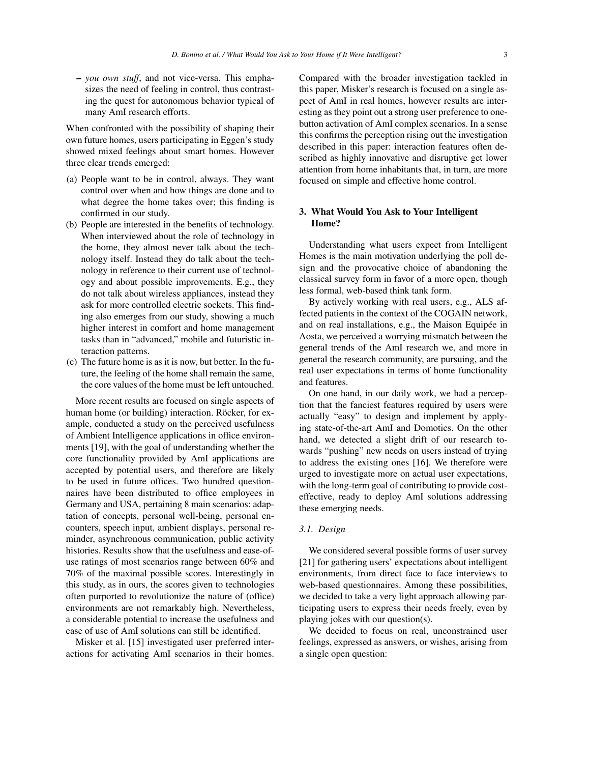– *you own stuff*, and not vice-versa. This emphasizes the need of feeling in control, thus contrasting the quest for autonomous behavior typical of many AmI research efforts.

When confronted with the possibility of shaping their own future homes, users participating in Eggen's study showed mixed feelings about smart homes. However three clear trends emerged:

(a) People want to be in control, always. They want control over when and how things are done and to what degree the home takes over; this finding is confirmed in our study.
(b) People are interested in the benefits of technology. When interviewed about the role of technology in the home, they almost never talk about the technology itself. Instead they do talk about the technology in reference to their current use of technology and about possible improvements. E.g., they do not talk about wireless appliances, instead they ask for more controlled electric sockets. This finding also emerges from our study, showing a much higher interest in comfort and home management tasks than in "advanced," mobile and futuristic interaction patterns.
(c) The future home is as it is now, but better. In the future, the feeling of the home shall remain the same, the core values of the home must be left untouched.

More recent results are focused on single aspects of human home (or building) interaction. Röcker, for example, conducted a study on the perceived usefulness of Ambient Intelligence applications in office environments [19], with the goal of understanding whether the core functionality provided by AmI applications are accepted by potential users, and therefore are likely to be used in future offices. Two hundred questionnaires have been distributed to office employees in Germany and USA, pertaining 8 main scenarios: adaptation of concepts, personal well-being, personal encounters, speech input, ambient displays, personal reminder, asynchronous communication, public activity histories. Results show that the usefulness and ease-of-use ratings of most scenarios range between 60% and 70% of the maximal possible scores. Interestingly in this study, as in ours, the scores given to technologies often purported to revolutionize the nature of (office) environments are not remarkably high. Nevertheless, a considerable potential to increase the usefulness and ease of use of AmI solutions can still be identified.

Misker et al. [15] investigated user preferred interactions for activating AmI scenarios in their homes. Compared with the broader investigation tackled in this paper, Misker's research is focused on a single aspect of AmI in real homes, however results are interesting as they point out a strong user preference to one-button activation of AmI complex scenarios. In a sense this confirms the perception rising out the investigation described in this paper: interaction features often described as highly innovative and disruptive get lower attention from home inhabitants that, in turn, are more focused on simple and effective home control.

## 3. What Would You Ask to Your Intelligent Home?

Understanding what users expect from Intelligent Homes is the main motivation underlying the poll design and the provocative choice of abandoning the classical survey form in favor of a more open, though less formal, web-based think tank form.

By actively working with real users, e.g., ALS affected patients in the context of the COGAIN network, and on real installations, e.g., the Maison Equipée in Aosta, we perceived a worrying mismatch between the general trends of the AmI research we, and more in general the research community, are pursuing, and the real user expectations in terms of home functionality and features.

On one hand, in our daily work, we had a perception that the fanciest features required by users were actually "easy" to design and implement by applying state-of-the-art AmI and Domotics. On the other hand, we detected a slight drift of our research towards "pushing" new needs on users instead of trying to address the existing ones [16]. We therefore were urged to investigate more on actual user expectations, with the long-term goal of contributing to provide cost-effective, ready to deploy AmI solutions addressing these emerging needs.

### 3.1. Design

We considered several possible forms of user survey [21] for gathering users' expectations about intelligent environments, from direct face to face interviews to web-based questionnaires. Among these possibilities, we decided to take a very light approach allowing participating users to express their needs freely, even by playing jokes with our question(s).

We decided to focus on real, unconstrained user feelings, expressed as answers, or wishes, arising from a single open question: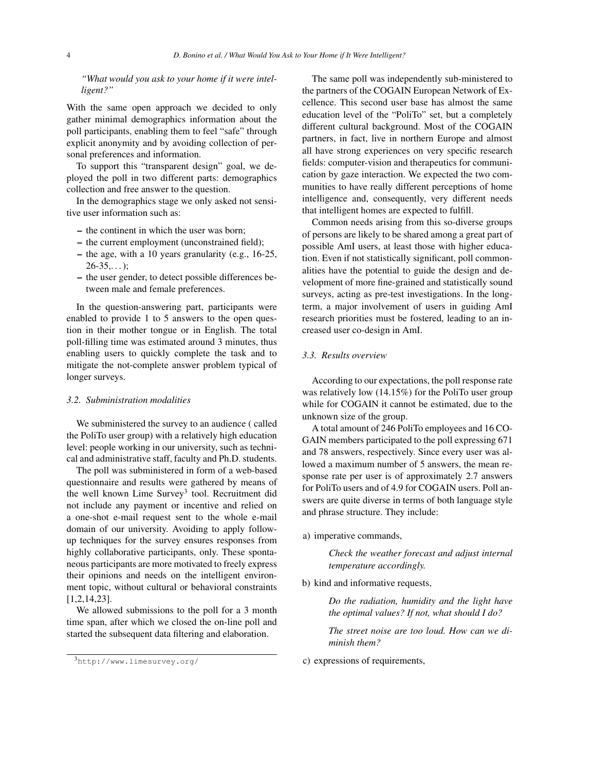*"What would you ask to your home if it were intelligent?"*

With the same open approach we decided to only gather minimal demographics information about the poll participants, enabling them to feel "safe" through explicit anonymity and by avoiding collection of personal preferences and information.

To support this "transparent design" goal, we deployed the poll in two different parts: demographics collection and free answer to the question.

In the demographics stage we only asked not sensitive user information such as:

- the continent in which the user was born;
- the current employment (unconstrained field);
- the age, with a 10 years granularity (e.g., 16-25, 26-35,...);
- the user gender, to detect possible differences between male and female preferences.

In the question-answering part, participants were enabled to provide 1 to 5 answers to the open question in their mother tongue or in English. The total poll-filling time was estimated around 3 minutes, thus enabling users to quickly complete the task and to mitigate the not-complete answer problem typical of longer surveys.

### 3.2. Subministration modalities

We subministered the survey to an audience ( called the PoliTo user group) with a relatively high education level: people working in our university, such as technical and administrative staff, faculty and Ph.D. students.

The poll was subministered in form of a web-based questionnaire and results were gathered by means of the well known Lime Survey[3] tool. Recruitment did not include any payment or incentive and relied on a one-shot e-mail request sent to the whole e-mail domain of our university. Avoiding to apply follow-up techniques for the survey ensures responses from highly collaborative participants, only. These spontaneous participants are more motivated to freely express their opinions and needs on the intelligent environment topic, without cultural or behavioral constraints [1,2,14,23].

We allowed submissions to the poll for a 3 month time span, after which we closed the on-line poll and started the subsequent data filtering and elaboration.

[3] http://www.limesurvey.org/

The same poll was independently sub-ministered to the partners of the COGAIN European Network of Excellence. This second user base has almost the same education level of the "PoliTo" set, but a completely different cultural background. Most of the COGAIN partners, in fact, live in northern Europe and almost all have strong experiences on very specific research fields: computer-vision and therapeutics for communication by gaze interaction. We expected the two communities to have really different perceptions of home intelligence and, consequently, very different needs that intelligent homes are expected to fulfill.

Common needs arising from this so-diverse groups of persons are likely to be shared among a great part of possible AmI users, at least those with higher education. Even if not statistically significant, poll commonalities have the potential to guide the design and development of more fine-grained and statistically sound surveys, acting as pre-test investigations. In the long-term, a major involvement of users in guiding AmI research priorities must be fostered, leading to an increased user co-design in AmI.

### 3.3. Results overview

According to our expectations, the poll response rate was relatively low (14.15%) for the PoliTo user group while for COGAIN it cannot be estimated, due to the unknown size of the group.

A total amount of 246 PoliTo employees and 16 COGAIN members participated to the poll expressing 671 and 78 answers, respectively. Since every user was allowed a maximum number of 5 answers, the mean response rate per user is of approximately 2.7 answers for PoliTo users and of 4.9 for COGAIN users. Poll answers are quite diverse in terms of both language style and phrase structure. They include:

a) imperative commands,

> *Check the weather forecast and adjust internal temperature accordingly.*

b) kind and informative requests,

> *Do the radiation, humidity and the light have the optimal values? If not, what should I do?*
>
> *The street noise are too loud. How can we diminish them?*

c) expressions of requirements,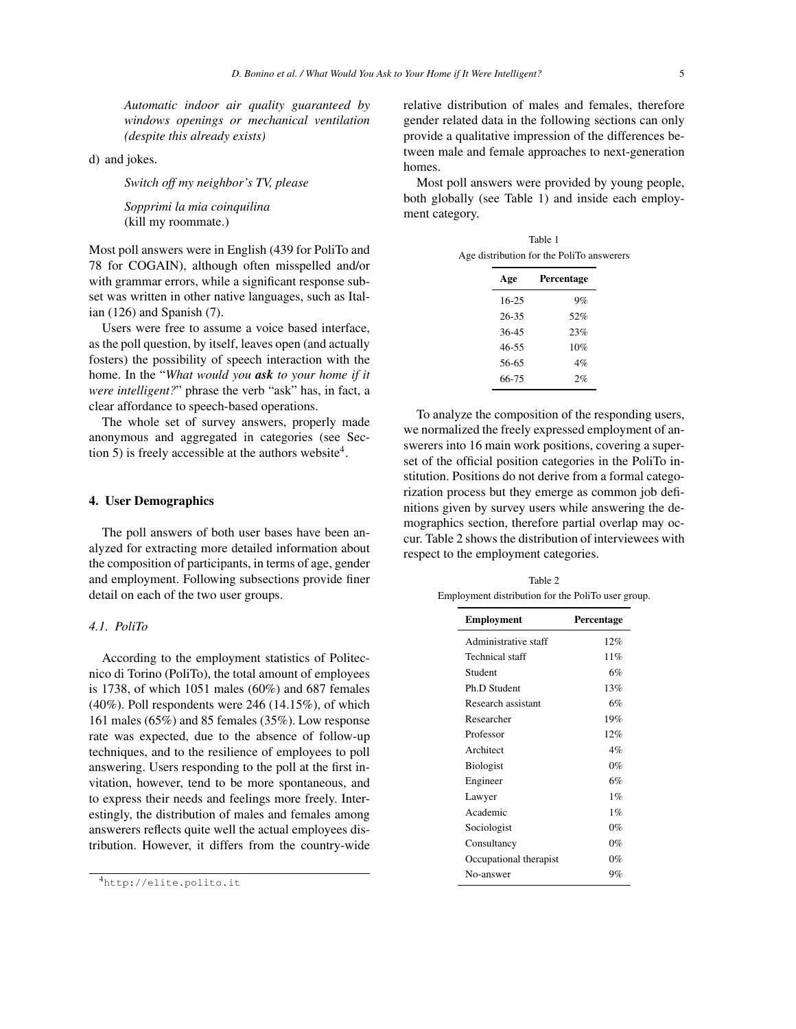*Automatic indoor air quality guaranteed by windows openings or mechanical ventilation (despite this already exists)*

d) and jokes.

*Switch off my neighbor's TV, please*

*Sopprimi la mia coinquilina*
(kill my roommate.)

Most poll answers were in English (439 for PoliTo and 78 for COGAIN), although often misspelled and/or with grammar errors, while a significant response subset was written in other native languages, such as Italian (126) and Spanish (7).

Users were free to assume a voice based interface, as the poll question, by itself, leaves open (and actually fosters) the possibility of speech interaction with the home. In the "*What would you* ***ask*** *to your home if it were intelligent?*" phrase the verb "ask" has, in fact, a clear affordance to speech-based operations.

The whole set of survey answers, properly made anonymous and aggregated in categories (see Section 5) is freely accessible at the authors website[4].

## 4. User Demographics

The poll answers of both user bases have been analyzed for extracting more detailed information about the composition of participants, in terms of age, gender and employment. Following subsections provide finer detail on each of the two user groups.

### 4.1. PoliTo

According to the employment statistics of Politecnico di Torino (PoliTo), the total amount of employees is 1738, of which 1051 males (60%) and 687 females (40%). Poll respondents were 246 (14.15%), of which 161 males (65%) and 85 females (35%). Low response rate was expected, due to the absence of follow-up techniques, and to the resilience of employees to poll answering. Users responding to the poll at the first invitation, however, tend to be more spontaneous, and to express their needs and feelings more freely. Interestingly, the distribution of males and females among answerers reflects quite well the actual employees distribution. However, it differs from the country-wide relative distribution of males and females, therefore gender related data in the following sections can only provide a qualitative impression of the differences between male and female approaches to next-generation homes.

Most poll answers were provided by young people, both globally (see Table 1) and inside each employment category.

Table 1
Age distribution for the PoliTo answerers

| Age | Percentage |
|---|---|
| 16-25 | 9% |
| 26-35 | 52% |
| 36-45 | 23% |
| 46-55 | 10% |
| 56-65 | 4% |
| 66-75 | 2% |

To analyze the composition of the responding users, we normalized the freely expressed employment of answerers into 16 main work positions, covering a superset of the official position categories in the PoliTo institution. Positions do not derive from a formal categorization process but they emerge as common job definitions given by survey users while answering the demographics section, therefore partial overlap may occur. Table 2 shows the distribution of interviewees with respect to the employment categories.

Table 2
Employment distribution for the PoliTo user group.

| Employment | Percentage |
|---|---|
| Administrative staff | 12% |
| Technical staff | 11% |
| Student | 6% |
| Ph.D Student | 13% |
| Research assistant | 6% |
| Researcher | 19% |
| Professor | 12% |
| Architect | 4% |
| Biologist | 0% |
| Engineer | 6% |
| Lawyer | 1% |
| Academic | 1% |
| Sociologist | 0% |
| Consultancy | 0% |
| Occupational therapist | 0% |
| No-answer | 9% |

[4] http://elite.polito.it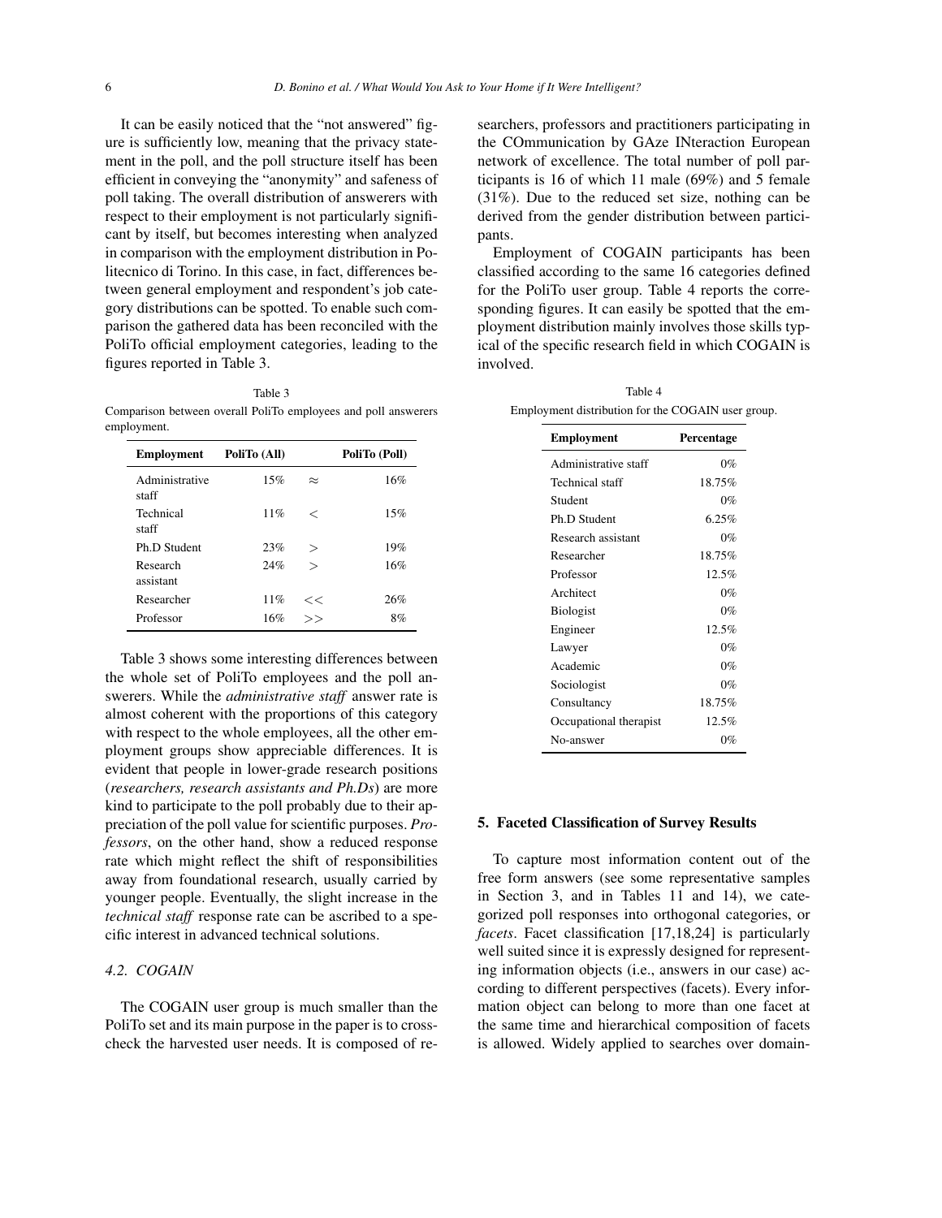It can be easily noticed that the "not answered" figure is sufficiently low, meaning that the privacy statement in the poll, and the poll structure itself has been efficient in conveying the "anonymity" and safeness of poll taking. The overall distribution of answerers with respect to their employment is not particularly significant by itself, but becomes interesting when analyzed in comparison with the employment distribution in Politecnico di Torino. In this case, in fact, differences between general employment and respondent's job category distributions can be spotted. To enable such comparison the gathered data has been reconciled with the PoliTo official employment categories, leading to the figures reported in Table 3.

Table 3
Comparison between overall PoliTo employees and poll answerers employment.

| Employment | PoliTo (All) | | PoliTo (Poll) |
|---|---|---|---|
| Administrative staff | 15% | $\approx$ | 16% |
| Technical staff | 11% | $<$ | 15% |
| Ph.D Student | 23% | $>$ | 19% |
| Research assistant | 24% | $>$ | 16% |
| Researcher | 11% | $<<$ | 26% |
| Professor | 16% | $>>$ | 8% |

Table 3 shows some interesting differences between the whole set of PoliTo employees and the poll answerers. While the *administrative staff* answer rate is almost coherent with the proportions of this category with respect to the whole employees, all the other employment groups show appreciable differences. It is evident that people in lower-grade research positions (*researchers, research assistants and Ph.Ds*) are more kind to participate to the poll probably due to their appreciation of the poll value for scientific purposes. *Professors*, on the other hand, show a reduced response rate which might reflect the shift of responsibilities away from foundational research, usually carried by younger people. Eventually, the slight increase in the *technical staff* response rate can be ascribed to a specific interest in advanced technical solutions.

### 4.2. COGAIN

The COGAIN user group is much smaller than the PoliTo set and its main purpose in the paper is to cross-check the harvested user needs. It is composed of researchers, professors and practitioners participating in the COmmunication by GAze INteraction European network of excellence. The total number of poll participants is 16 of which 11 male (69%) and 5 female (31%). Due to the reduced set size, nothing can be derived from the gender distribution between participants.

Employment of COGAIN participants has been classified according to the same 16 categories defined for the PoliTo user group. Table 4 reports the corresponding figures. It can easily be spotted that the employment distribution mainly involves those skills typical of the specific research field in which COGAIN is involved.

Table 4
Employment distribution for the COGAIN user group.

| Employment | Percentage |
|---|---|
| Administrative staff | 0% |
| Technical staff | 18.75% |
| Student | 0% |
| Ph.D Student | 6.25% |
| Research assistant | 0% |
| Researcher | 18.75% |
| Professor | 12.5% |
| Architect | 0% |
| Biologist | 0% |
| Engineer | 12.5% |
| Lawyer | 0% |
| Academic | 0% |
| Sociologist | 0% |
| Consultancy | 18.75% |
| Occupational therapist | 12.5% |
| No-answer | 0% |

## 5. Faceted Classification of Survey Results

To capture most information content out of the free form answers (see some representative samples in Section 3, and in Tables 11 and 14), we categorized poll responses into orthogonal categories, or *facets*. Facet classification [17,18,24] is particularly well suited since it is expressly designed for representing information objects (i.e., answers in our case) according to different perspectives (facets). Every information object can belong to more than one facet at the same time and hierarchical composition of facets is allowed. Widely applied to searches over domain-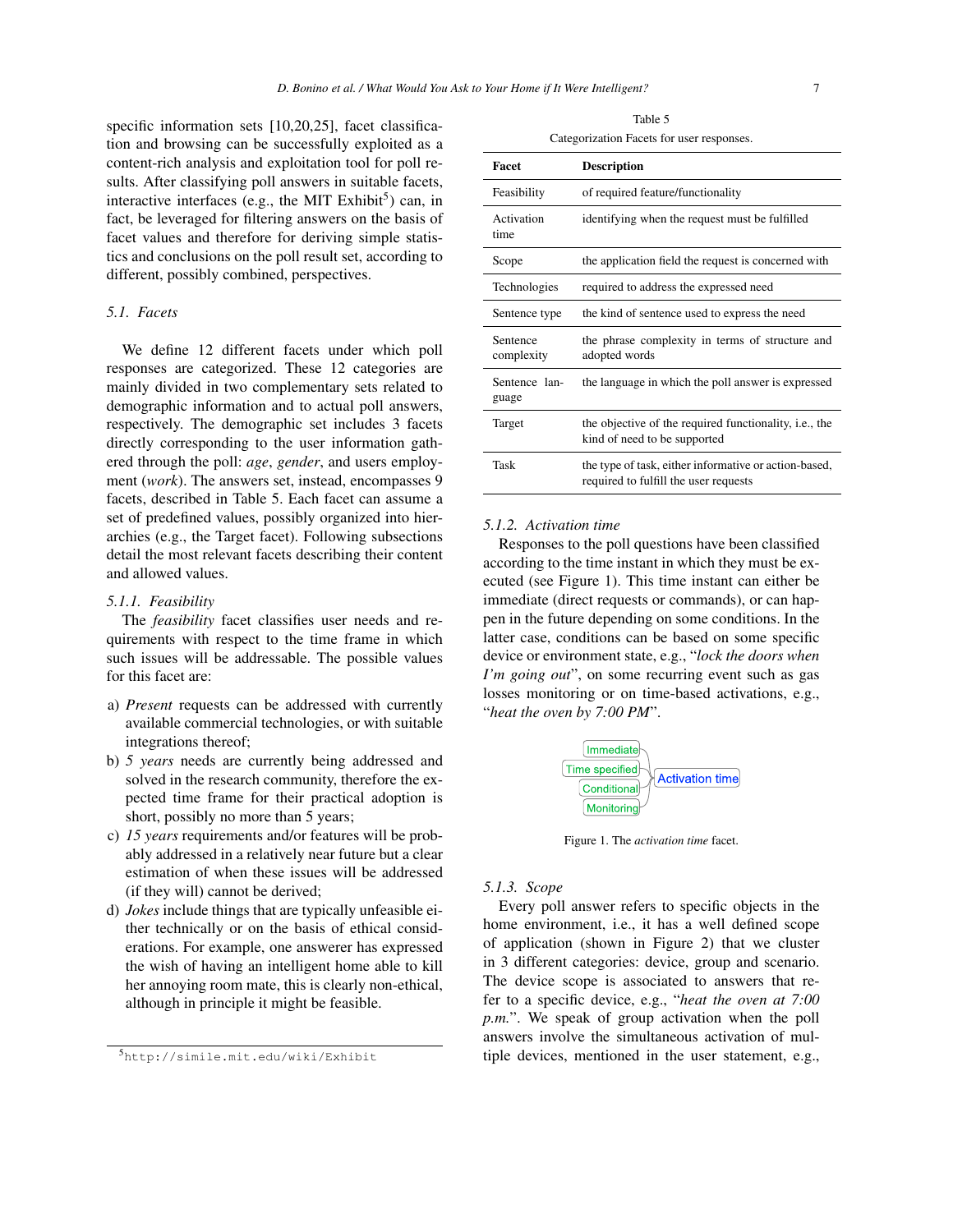specific information sets [10,20,25], facet classification and browsing can be successfully exploited as a content-rich analysis and exploitation tool for poll results. After classifying poll answers in suitable facets, interactive interfaces (e.g., the MIT Exhibit[5]) can, in fact, be leveraged for filtering answers on the basis of facet values and therefore for deriving simple statistics and conclusions on the poll result set, according to different, possibly combined, perspectives.

### 5.1. Facets

We define 12 different facets under which poll responses are categorized. These 12 categories are mainly divided in two complementary sets related to demographic information and to actual poll answers, respectively. The demographic set includes 3 facets directly corresponding to the user information gathered through the poll: *age*, *gender*, and users employment (*work*). The answers set, instead, encompasses 9 facets, described in Table 5. Each facet can assume a set of predefined values, possibly organized into hierarchies (e.g., the Target facet). Following subsections detail the most relevant facets describing their content and allowed values.

Table 5

Categorization Facets for user responses.

| Facet | Description |
|---|---|
| Feasibility | of required feature/functionality |
| Activation time | identifying when the request must be fulfilled |
| Scope | the application field the request is concerned with |
| Technologies | required to address the expressed need |
| Sentence type | the kind of sentence used to express the need |
| Sentence complexity | the phrase complexity in terms of structure and adopted words |
| Sentence language | the language in which the poll answer is expressed |
| Target | the objective of the required functionality, i.e., the kind of need to be supported |
| Task | the type of task, either informative or action-based, required to fulfill the user requests |

#### 5.1.1. Feasibility

The *feasibility* facet classifies user needs and requirements with respect to the time frame in which such issues will be addressable. The possible values for this facet are:

a) *Present* requests can be addressed with currently available commercial technologies, or with suitable integrations thereof;
b) *5 years* needs are currently being addressed and solved in the research community, therefore the expected time frame for their practical adoption is short, possibly no more than 5 years;
c) *15 years* requirements and/or features will be probably addressed in a relatively near future but a clear estimation of when these issues will be addressed (if they will) cannot be derived;
d) *Jokes* include things that are typically unfeasible either technically or on the basis of ethical considerations. For example, one answerer has expressed the wish of having an intelligent home able to kill her annoying room mate, this is clearly non-ethical, although in principle it might be feasible.

[5] http://simile.mit.edu/wiki/Exhibit

#### 5.1.2. Activation time

Responses to the poll questions have been classified according to the time instant in which they must be executed (see Figure 1). This time instant can either be immediate (direct requests or commands), or can happen in the future depending on some conditions. In the latter case, conditions can be based on some specific device or environment state, e.g., "*lock the doors when I'm going out*", on some recurring event such as gas losses monitoring or on time-based activations, e.g., "*heat the oven by 7:00 PM*".

Immediate
Time specified
Conditional
Monitoring
Activation time

Figure 1. The *activation time* facet.

#### 5.1.3. Scope

Every poll answer refers to specific objects in the home environment, i.e., it has a well defined scope of application (shown in Figure 2) that we cluster in 3 different categories: device, group and scenario. The device scope is associated to answers that refer to a specific device, e.g., "*heat the oven at 7:00 p.m.*". We speak of group activation when the poll answers involve the simultaneous activation of multiple devices, mentioned in the user statement, e.g.,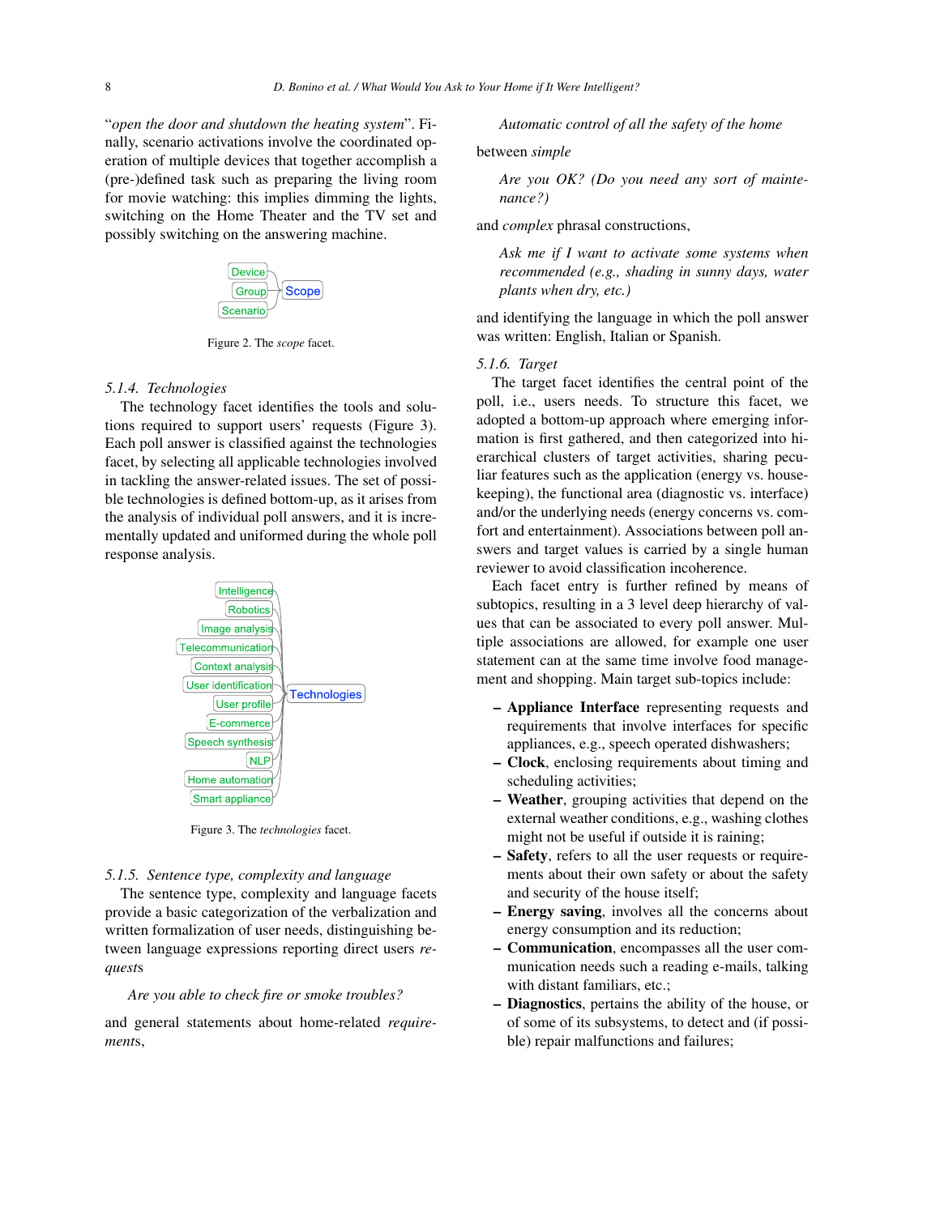"*open the door and shutdown the heating system*". Finally, scenario activations involve the coordinated operation of multiple devices that together accomplish a (pre-)defined task such as preparing the living room for movie watching: this implies dimming the lights, switching on the Home Theater and the TV set and possibly switching on the answering machine.

Device
Group
Scenario
Scope

Figure 2. The *scope* facet.

### 5.1.4. Technologies

The technology facet identifies the tools and solutions required to support users' requests (Figure 3). Each poll answer is classified against the technologies facet, by selecting all applicable technologies involved in tackling the answer-related issues. The set of possible technologies is defined bottom-up, as it arises from the analysis of individual poll answers, and it is incrementally updated and uniformed during the whole poll response analysis.

Intelligence
Robotics
Image analysis
Telecommunication
Context analysis
User identification
User profile
E-commerce
Speech synthesis
NLP
Home automation
Smart appliance
Technologies

Figure 3. The *technologies* facet.

### 5.1.5. Sentence type, complexity and language

The sentence type, complexity and language facets provide a basic categorization of the verbalization and written formalization of user needs, distinguishing between language expressions reporting direct users *requests*

> *Are you able to check fire or smoke troubles?*

and general statements about home-related *requirements*,

> *Automatic control of all the safety of the home*

between *simple*

> *Are you OK? (Do you need any sort of maintenance?)*

and *complex* phrasal constructions,

> *Ask me if I want to activate some systems when recommended (e.g., shading in sunny days, water plants when dry, etc.)*

and identifying the language in which the poll answer was written: English, Italian or Spanish.

### 5.1.6. Target

The target facet identifies the central point of the poll, i.e., users needs. To structure this facet, we adopted a bottom-up approach where emerging information is first gathered, and then categorized into hierarchical clusters of target activities, sharing peculiar features such as the application (energy vs. housekeeping), the functional area (diagnostic vs. interface) and/or the underlying needs (energy concerns vs. comfort and entertainment). Associations between poll answers and target values is carried by a single human reviewer to avoid classification incoherence.

Each facet entry is further refined by means of subtopics, resulting in a 3 level deep hierarchy of values that can be associated to every poll answer. Multiple associations are allowed, for example one user statement can at the same time involve food management and shopping. Main target sub-topics include:

– **Appliance Interface** representing requests and requirements that involve interfaces for specific appliances, e.g., speech operated dishwashers;
– **Clock**, enclosing requirements about timing and scheduling activities;
– **Weather**, grouping activities that depend on the external weather conditions, e.g., washing clothes might not be useful if outside it is raining;
– **Safety**, refers to all the user requests or requirements about their own safety or about the safety and security of the house itself;
– **Energy saving**, involves all the concerns about energy consumption and its reduction;
– **Communication**, encompasses all the user communication needs such a reading e-mails, talking with distant familiars, etc.;
– **Diagnostics**, pertains the ability of the house, or of some of its subsystems, to detect and (if possible) repair malfunctions and failures;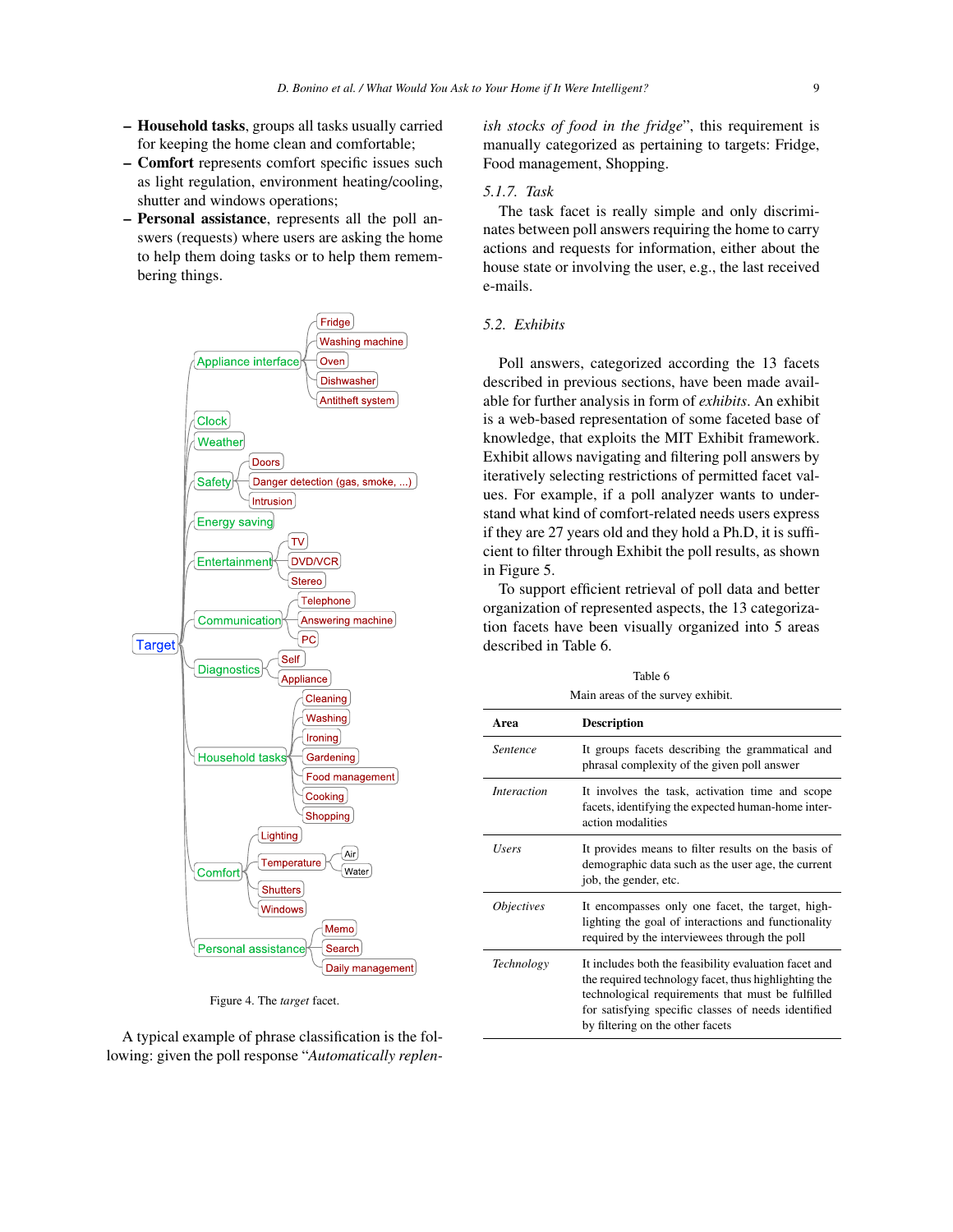- **Household tasks**, groups all tasks usually carried for keeping the home clean and comfortable;
- **Comfort** represents comfort specific issues such as light regulation, environment heating/cooling, shutter and windows operations;
- **Personal assistance**, represents all the poll answers (requests) where users are asking the home to help them doing tasks or to help them remembering things.

Figure 4. The *target* facet.

A typical example of phrase classification is the following: given the poll response "*Automatically replenish stocks of food in the fridge*", this requirement is manually categorized as pertaining to targets: Fridge, Food management, Shopping.

#### 5.1.7. Task

The task facet is really simple and only discriminates between poll answers requiring the home to carry actions and requests for information, either about the house state or involving the user, e.g., the last received e-mails.

### 5.2. Exhibits

Poll answers, categorized according the 13 facets described in previous sections, have been made available for further analysis in form of *exhibits*. An exhibit is a web-based representation of some faceted base of knowledge, that exploits the MIT Exhibit framework. Exhibit allows navigating and filtering poll answers by iteratively selecting restrictions of permitted facet values. For example, if a poll analyzer wants to understand what kind of comfort-related needs users express if they are 27 years old and they hold a Ph.D, it is sufficient to filter through Exhibit the poll results, as shown in Figure 5.

To support efficient retrieval of poll data and better organization of represented aspects, the 13 categorization facets have been visually organized into 5 areas described in Table 6.

Table 6

Main areas of the survey exhibit.

| Area | Description |
|---|---|
| *Sentence* | It groups facets describing the grammatical and phrasal complexity of the given poll answer |
| *Interaction* | It involves the task, activation time and scope facets, identifying the expected human-home interaction modalities |
| *Users* | It provides means to filter results on the basis of demographic data such as the user age, the current job, the gender, etc. |
| *Objectives* | It encompasses only one facet, the target, highlighting the goal of interactions and functionality required by the interviewees through the poll |
| *Technology* | It includes both the feasibility evaluation facet and the required technology facet, thus highlighting the technological requirements that must be fulfilled for satisfying specific classes of needs identified by filtering on the other facets |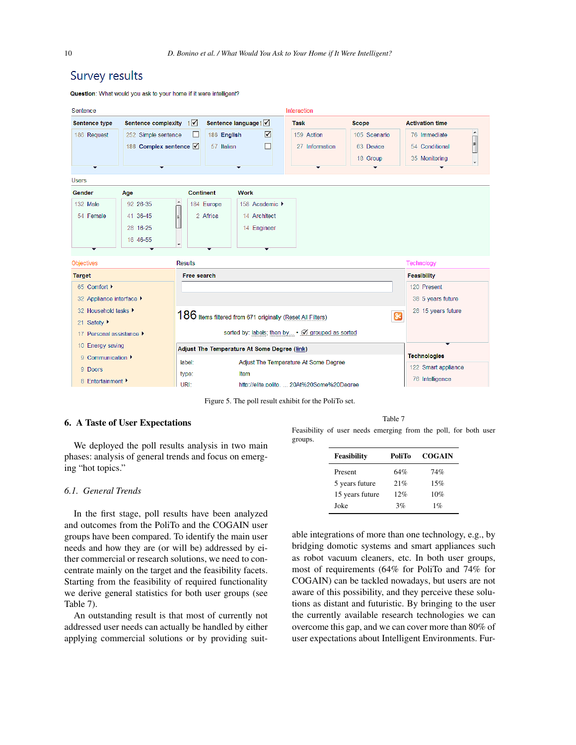Figure 5. The poll result exhibit for the PoliTo set.

## 6. A Taste of User Expectations

We deployed the poll results analysis in two main phases: analysis of general trends and focus on emerging "hot topics."

### 6.1. General Trends

In the first stage, poll results have been analyzed and outcomes from the PoliTo and the COGAIN user groups have been compared. To identify the main user needs and how they are (or will be) addressed by either commercial or research solutions, we need to concentrate mainly on the target and the feasibility facets. Starting from the feasibility of required functionality we derive general statistics for both user groups (see Table 7).

An outstanding result is that most of currently not addressed user needs can actually be handled by either applying commercial solutions or by providing suitable integrations of more than one technology, e.g., by bridging domotic systems and smart appliances such as robot vacuum cleaners, etc. In both user groups, most of requirements (64% for PoliTo and 74% for COGAIN) can be tackled nowadays, but users are not aware of this possibility, and they perceive these solutions as distant and futuristic. By bringing to the user the currently available research technologies we can overcome this gap, and we can cover more than 80% of user expectations about Intelligent Environments. Fur-

Table 7

Feasibility of user needs emerging from the poll, for both user groups.

| Feasibility | PoliTo | COGAIN |
|---|---|---|
| Present | 64% | 74% |
| 5 years future | 21% | 15% |
| 15 years future | 12% | 10% |
| Joke | 3% | 1% |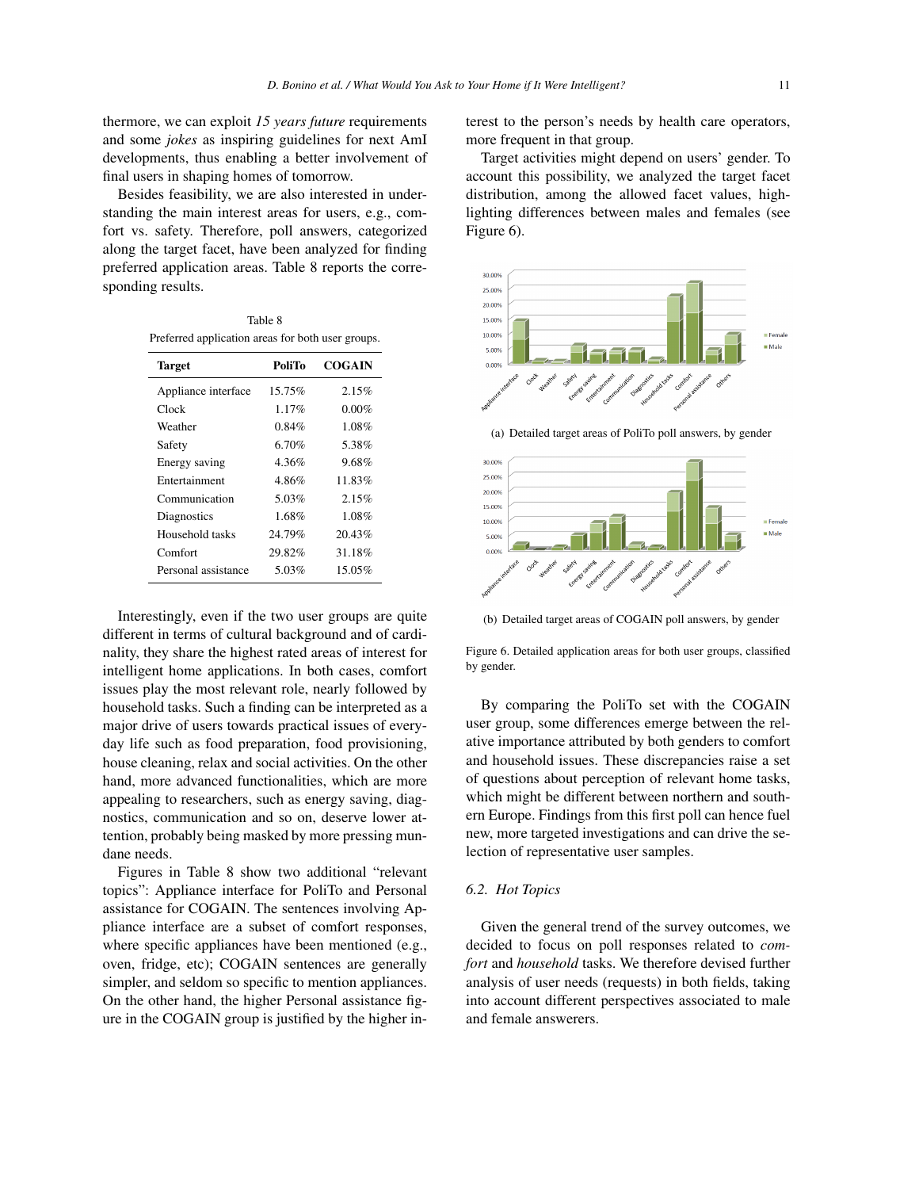thermore, we can exploit *15 years future* requirements and some *jokes* as inspiring guidelines for next AmI developments, thus enabling a better involvement of final users in shaping homes of tomorrow.

Besides feasibility, we are also interested in understanding the main interest areas for users, e.g., comfort vs. safety. Therefore, poll answers, categorized along the target facet, have been analyzed for finding preferred application areas. Table 8 reports the corresponding results.

Table 8
Preferred application areas for both user groups.

| Target | PoliTo | COGAIN |
|---|---|---|
| Appliance interface | 15.75% | 2.15% |
| Clock | 1.17% | 0.00% |
| Weather | 0.84% | 1.08% |
| Safety | 6.70% | 5.38% |
| Energy saving | 4.36% | 9.68% |
| Entertainment | 4.86% | 11.83% |
| Communication | 5.03% | 2.15% |
| Diagnostics | 1.68% | 1.08% |
| Household tasks | 24.79% | 20.43% |
| Comfort | 29.82% | 31.18% |
| Personal assistance | 5.03% | 15.05% |

Interestingly, even if the two user groups are quite different in terms of cultural background and of cardinality, they share the highest rated areas of interest for intelligent home applications. In both cases, comfort issues play the most relevant role, nearly followed by household tasks. Such a finding can be interpreted as a major drive of users towards practical issues of everyday life such as food preparation, food provisioning, house cleaning, relax and social activities. On the other hand, more advanced functionalities, which are more appealing to researchers, such as energy saving, diagnostics, communication and so on, deserve lower attention, probably being masked by more pressing mundane needs.

Figures in Table 8 show two additional "relevant topics": Appliance interface for PoliTo and Personal assistance for COGAIN. The sentences involving Appliance interface are a subset of comfort responses, where specific appliances have been mentioned (e.g., oven, fridge, etc); COGAIN sentences are generally simpler, and seldom so specific to mention appliances. On the other hand, the higher Personal assistance figure in the COGAIN group is justified by the higher interest to the person's needs by health care operators, more frequent in that group.

Target activities might depend on users' gender. To account this possibility, we analyzed the target facet distribution, among the allowed facet values, highlighting differences between males and females (see Figure 6).

(a) Detailed target areas of PoliTo poll answers, by gender

(b) Detailed target areas of COGAIN poll answers, by gender

Figure 6. Detailed application areas for both user groups, classified by gender.

By comparing the PoliTo set with the COGAIN user group, some differences emerge between the relative importance attributed by both genders to comfort and household issues. These discrepancies raise a set of questions about perception of relevant home tasks, which might be different between northern and southern Europe. Findings from this first poll can hence fuel new, more targeted investigations and can drive the selection of representative user samples.

### 6.2. Hot Topics

Given the general trend of the survey outcomes, we decided to focus on poll responses related to *comfort* and *household* tasks. We therefore devised further analysis of user needs (requests) in both fields, taking into account different perspectives associated to male and female answerers.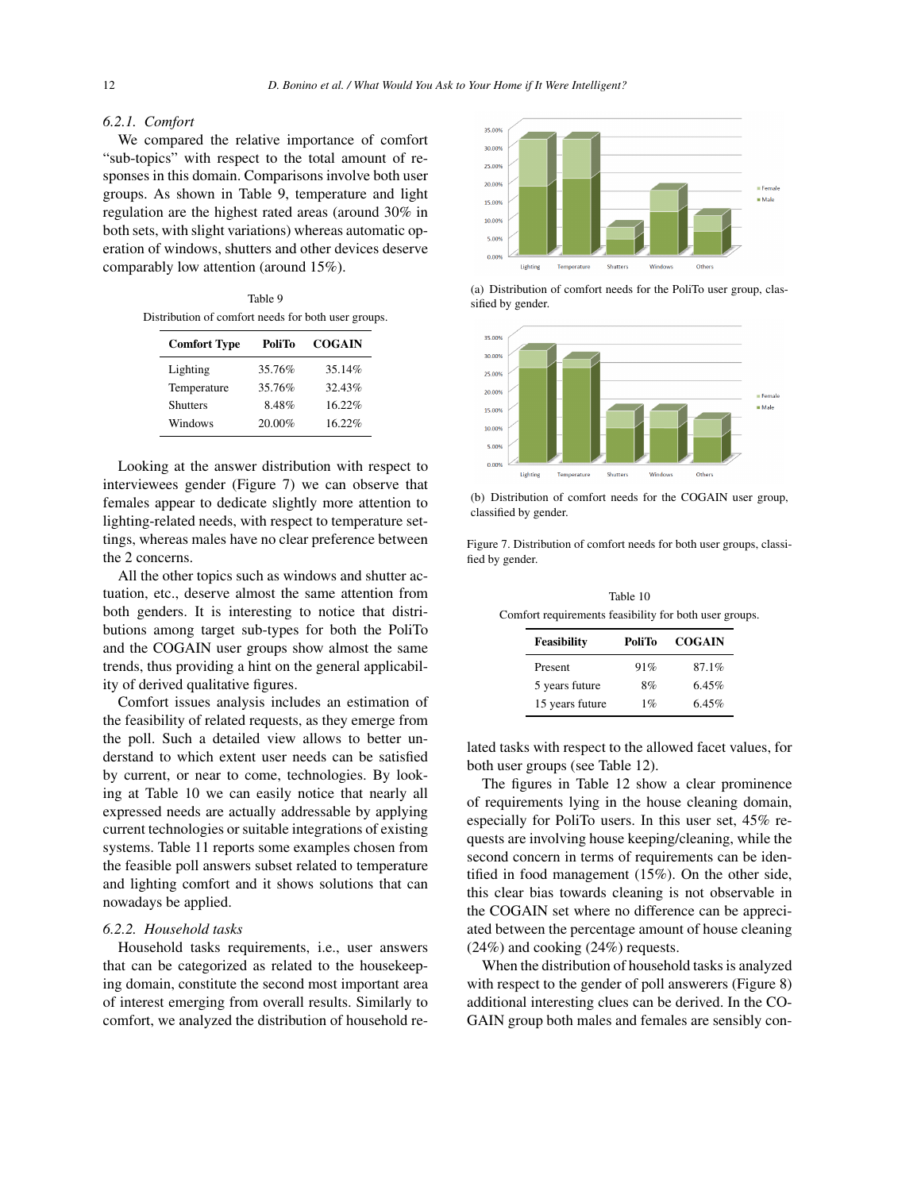### 6.2.1. Comfort

We compared the relative importance of comfort "sub-topics" with respect to the total amount of responses in this domain. Comparisons involve both user groups. As shown in Table 9, temperature and light regulation are the highest rated areas (around 30% in both sets, with slight variations) whereas automatic operation of windows, shutters and other devices deserve comparably low attention (around 15%).

Table 9

Distribution of comfort needs for both user groups.

| Comfort Type | PoliTo | COGAIN |
|---|---|---|
| Lighting | 35.76% | 35.14% |
| Temperature | 35.76% | 32.43% |
| Shutters | 8.48% | 16.22% |
| Windows | 20.00% | 16.22% |

Looking at the answer distribution with respect to interviewees gender (Figure 7) we can observe that females appear to dedicate slightly more attention to lighting-related needs, with respect to temperature settings, whereas males have no clear preference between the 2 concerns.

All the other topics such as windows and shutter actuation, etc., deserve almost the same attention from both genders. It is interesting to notice that distributions among target sub-types for both the PoliTo and the COGAIN user groups show almost the same trends, thus providing a hint on the general applicability of derived qualitative figures.

Comfort issues analysis includes an estimation of the feasibility of related requests, as they emerge from the poll. Such a detailed view allows to better understand to which extent user needs can be satisfied by current, or near to come, technologies. By looking at Table 10 we can easily notice that nearly all expressed needs are actually addressable by applying current technologies or suitable integrations of existing systems. Table 11 reports some examples chosen from the feasible poll answers subset related to temperature and lighting comfort and it shows solutions that can nowadays be applied.

(a) Distribution of comfort needs for the PoliTo user group, classified by gender.

(b) Distribution of comfort needs for the COGAIN user group, classified by gender.

Figure 7. Distribution of comfort needs for both user groups, classified by gender.

Table 10

Comfort requirements feasibility for both user groups.

| Feasibility | PoliTo | COGAIN |
|---|---|---|
| Present | 91% | 87.1% |
| 5 years future | 8% | 6.45% |
| 15 years future | 1% | 6.45% |

### 6.2.2. Household tasks

Household tasks requirements, i.e., user answers that can be categorized as related to the housekeeping domain, constitute the second most important area of interest emerging from overall results. Similarly to comfort, we analyzed the distribution of household related tasks with respect to the allowed facet values, for both user groups (see Table 12).

The figures in Table 12 show a clear prominence of requirements lying in the house cleaning domain, especially for PoliTo users. In this user set, 45% requests are involving house keeping/cleaning, while the second concern in terms of requirements can be identified in food management (15%). On the other side, this clear bias towards cleaning is not observable in the COGAIN set where no difference can be appreciated between the percentage amount of house cleaning (24%) and cooking (24%) requests.

When the distribution of household tasks is analyzed with respect to the gender of poll answerers (Figure 8) additional interesting clues can be derived. In the COGAIN group both males and females are sensibly con-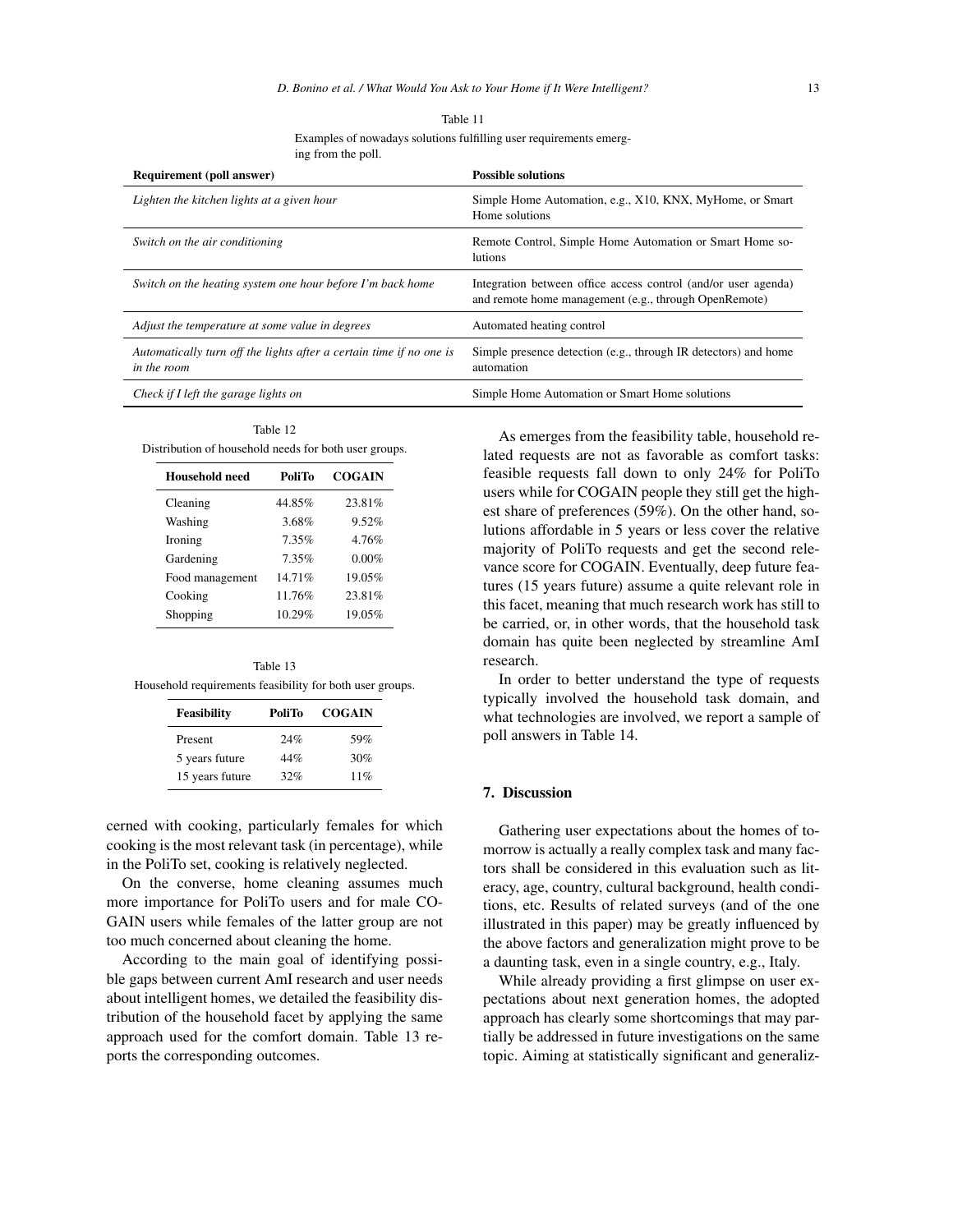Table 11

Examples of nowadays solutions fulfilling user requirements emerging from the poll.

| Requirement (poll answer) | Possible solutions |
|---|---|
| *Lighten the kitchen lights at a given hour* | Simple Home Automation, e.g., X10, KNX, MyHome, or Smart Home solutions |
| *Switch on the air conditioning* | Remote Control, Simple Home Automation or Smart Home solutions |
| *Switch on the heating system one hour before I'm back home* | Integration between office access control (and/or user agenda) and remote home management (e.g., through OpenRemote) |
| *Adjust the temperature at some value in degrees* | Automated heating control |
| *Automatically turn off the lights after a certain time if no one is in the room* | Simple presence detection (e.g., through IR detectors) and home automation |
| *Check if I left the garage lights on* | Simple Home Automation or Smart Home solutions |

Table 12

Distribution of household needs for both user groups.

| Household need | PoliTo | COGAIN |
|---|---|---|
| Cleaning | 44.85% | 23.81% |
| Washing | 3.68% | 9.52% |
| Ironing | 7.35% | 4.76% |
| Gardening | 7.35% | 0.00% |
| Food management | 14.71% | 19.05% |
| Cooking | 11.76% | 23.81% |
| Shopping | 10.29% | 19.05% |

Table 13

Household requirements feasibility for both user groups.

| Feasibility | PoliTo | COGAIN |
|---|---|---|
| Present | 24% | 59% |
| 5 years future | 44% | 30% |
| 15 years future | 32% | 11% |

cerned with cooking, particularly females for which cooking is the most relevant task (in percentage), while in the PoliTo set, cooking is relatively neglected.

On the converse, home cleaning assumes much more importance for PoliTo users and for male COGAIN users while females of the latter group are not too much concerned about cleaning the home.

According to the main goal of identifying possible gaps between current AmI research and user needs about intelligent homes, we detailed the feasibility distribution of the household facet by applying the same approach used for the comfort domain. Table 13 reports the corresponding outcomes.

As emerges from the feasibility table, household related requests are not as favorable as comfort tasks: feasible requests fall down to only 24% for PoliTo users while for COGAIN people they still get the highest share of preferences (59%). On the other hand, solutions affordable in 5 years or less cover the relative majority of PoliTo requests and get the second relevance score for COGAIN. Eventually, deep future features (15 years future) assume a quite relevant role in this facet, meaning that much research work has still to be carried, or, in other words, that the household task domain has quite been neglected by streamline AmI research.

In order to better understand the type of requests typically involved the household task domain, and what technologies are involved, we report a sample of poll answers in Table 14.

## 7. Discussion

Gathering user expectations about the homes of tomorrow is actually a really complex task and many factors shall be considered in this evaluation such as literacy, age, country, cultural background, health conditions, etc. Results of related surveys (and of the one illustrated in this paper) may be greatly influenced by the above factors and generalization might prove to be a daunting task, even in a single country, e.g., Italy.

While already providing a first glimpse on user expectations about next generation homes, the adopted approach has clearly some shortcomings that may partially be addressed in future investigations on the same topic. Aiming at statistically significant and generaliz-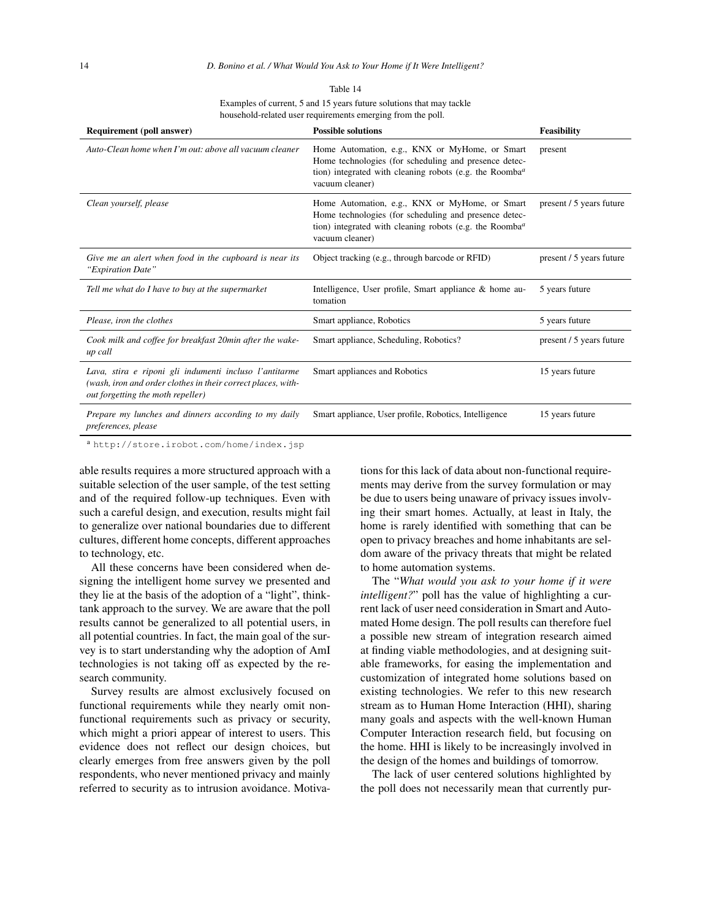Table 14

Examples of current, 5 and 15 years future solutions that may tackle household-related user requirements emerging from the poll.

| Requirement (poll answer) | Possible solutions | Feasibility |
|---|---|---|
| *Auto-Clean home when I'm out: above all vacuum cleaner* | Home Automation, e.g., KNX or MyHome, or Smart Home technologies (for scheduling and presence detection) integrated with cleaning robots (e.g. the Roomba[a] vacuum cleaner) | present |
| *Clean yourself, please* | Home Automation, e.g., KNX or MyHome, or Smart Home technologies (for scheduling and presence detection) integrated with cleaning robots (e.g. the Roomba[a] vacuum cleaner) | present / 5 years future |
| *Give me an alert when food in the cupboard is near its "Expiration Date"* | Object tracking (e.g., through barcode or RFID) | present / 5 years future |
| *Tell me what do I have to buy at the supermarket* | Intelligence, User profile, Smart appliance & home automation | 5 years future |
| *Please, iron the clothes* | Smart appliance, Robotics | 5 years future |
| *Cook milk and coffee for breakfast 20min after the wake-up call* | Smart appliance, Scheduling, Robotics? | present / 5 years future |
| *Lava, stira e riponi gli indumenti incluso l'antitarme (wash, iron and order clothes in their correct places, without forgetting the moth repeller)* | Smart appliances and Robotics | 15 years future |
| *Prepare my lunches and dinners according to my daily preferences, please* | Smart appliance, User profile, Robotics, Intelligence | 15 years future |

[a] http://store.irobot.com/home/index.jsp

able results requires a more structured approach with a suitable selection of the user sample, of the test setting and of the required follow-up techniques. Even with such a careful design, and execution, results might fail to generalize over national boundaries due to different cultures, different home concepts, different approaches to technology, etc.

All these concerns have been considered when designing the intelligent home survey we presented and they lie at the basis of the adoption of a "light", think-tank approach to the survey. We are aware that the poll results cannot be generalized to all potential users, in all potential countries. In fact, the main goal of the survey is to start understanding why the adoption of AmI technologies is not taking off as expected by the research community.

Survey results are almost exclusively focused on functional requirements while they nearly omit non-functional requirements such as privacy or security, which might a priori appear of interest to users. This evidence does not reflect our design choices, but clearly emerges from free answers given by the poll respondents, who never mentioned privacy and mainly referred to security as to intrusion avoidance. Motivations for this lack of data about non-functional requirements may derive from the survey formulation or may be due to users being unaware of privacy issues involving their smart homes. Actually, at least in Italy, the home is rarely identified with something that can be open to privacy breaches and home inhabitants are seldom aware of the privacy threats that might be related to home automation systems.

The "*What would you ask to your home if it were intelligent?*" poll has the value of highlighting a current lack of user need consideration in Smart and Automated Home design. The poll results can therefore fuel a possible new stream of integration research aimed at finding viable methodologies, and at designing suitable frameworks, for easing the implementation and customization of integrated home solutions based on existing technologies. We refer to this new research stream as to Human Home Interaction (HHI), sharing many goals and aspects with the well-known Human Computer Interaction research field, but focusing on the home. HHI is likely to be increasingly involved in the design of the homes and buildings of tomorrow.

The lack of user centered solutions highlighted by the poll does not necessarily mean that currently pur-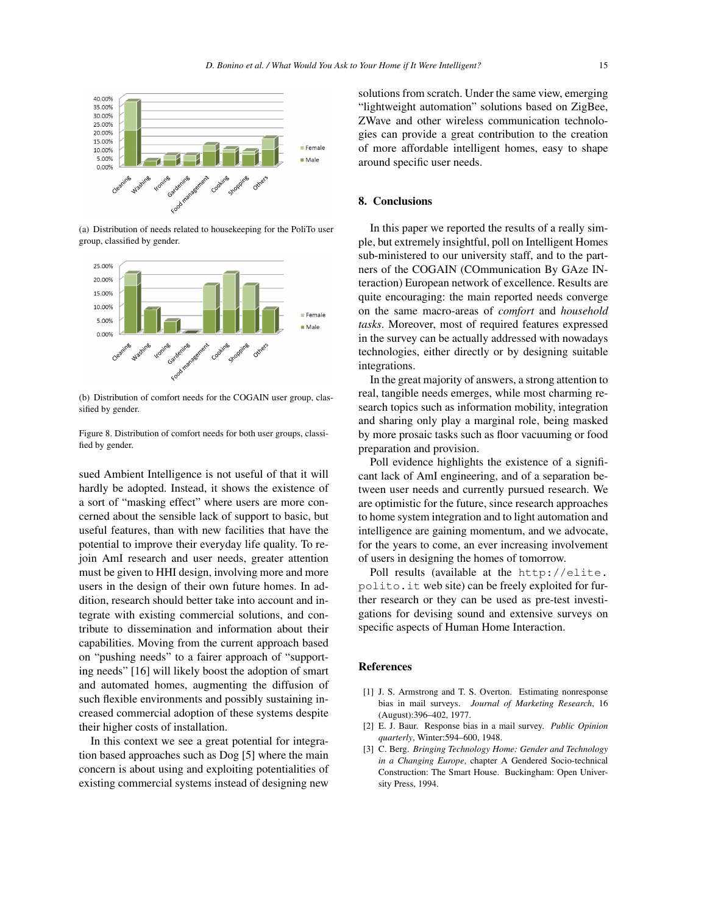(a) Distribution of needs related to housekeeping for the PoliTo user group, classified by gender.

(b) Distribution of comfort needs for the COGAIN user group, classified by gender.

Figure 8. Distribution of comfort needs for both user groups, classified by gender.

sued Ambient Intelligence is not useful of that it will hardly be adopted. Instead, it shows the existence of a sort of "masking effect" where users are more concerned about the sensible lack of support to basic, but useful features, than with new facilities that have the potential to improve their everyday life quality. To rejoin AmI research and user needs, greater attention must be given to HHI design, involving more and more users in the design of their own future homes. In addition, research should better take into account and integrate with existing commercial solutions, and contribute to dissemination and information about their capabilities. Moving from the current approach based on "pushing needs" to a fairer approach of "supporting needs" [16] will likely boost the adoption of smart and automated homes, augmenting the diffusion of such flexible environments and possibly sustaining increased commercial adoption of these systems despite their higher costs of installation.

In this context we see a great potential for integration based approaches such as Dog [5] where the main concern is about using and exploiting potentialities of existing commercial systems instead of designing new solutions from scratch. Under the same view, emerging "lightweight automation" solutions based on ZigBee, ZWave and other wireless communication technologies can provide a great contribution to the creation of more affordable intelligent homes, easy to shape around specific user needs.

## 8. Conclusions

In this paper we reported the results of a really simple, but extremely insightful, poll on Intelligent Homes sub-ministered to our university staff, and to the partners of the COGAIN (COmmunication By GAze INteraction) European network of excellence. Results are quite encouraging: the main reported needs converge on the same macro-areas of *comfort* and *household tasks*. Moreover, most of required features expressed in the survey can be actually addressed with nowadays technologies, either directly or by designing suitable integrations.

In the great majority of answers, a strong attention to real, tangible needs emerges, while most charming research topics such as information mobility, integration and sharing only play a marginal role, being masked by more prosaic tasks such as floor vacuuming or food preparation and provision.

Poll evidence highlights the existence of a significant lack of AmI engineering, and of a separation between user needs and currently pursued research. We are optimistic for the future, since research approaches to home system integration and to light automation and intelligence are gaining momentum, and we advocate, for the years to come, an ever increasing involvement of users in designing the homes of tomorrow.

Poll results (available at the `http://elite.polito.it` web site) can be freely exploited for further research or they can be used as pre-test investigations for devising sound and extensive surveys on specific aspects of Human Home Interaction.

## References

[1] J. S. Armstrong and T. S. Overton. Estimating nonresponse bias in mail surveys. *Journal of Marketing Research*, 16 (August):396–402, 1977.

[2] E. J. Baur. Response bias in a mail survey. *Public Opinion quarterly*, Winter:594–600, 1948.

[3] C. Berg. *Bringing Technology Home: Gender and Technology in a Changing Europe*, chapter A Gendered Socio-technical Construction: The Smart House. Buckingham: Open University Press, 1994.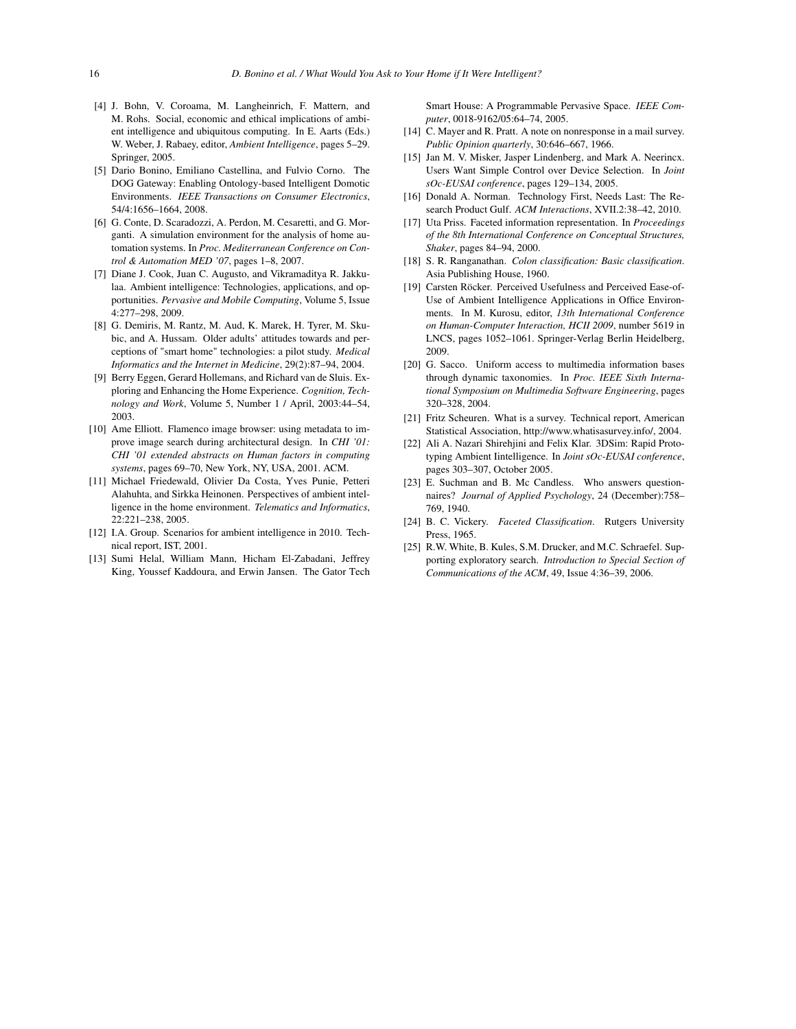[4] J. Bohn, V. Coroama, M. Langheinrich, F. Mattern, and M. Rohs. Social, economic and ethical implications of ambient intelligence and ubiquitous computing. In E. Aarts (Eds.) W. Weber, J. Rabaey, editor, *Ambient Intelligence*, pages 5–29. Springer, 2005.

[5] Dario Bonino, Emiliano Castellina, and Fulvio Corno. The DOG Gateway: Enabling Ontology-based Intelligent Domotic Environments. *IEEE Transactions on Consumer Electronics*, 54/4:1656–1664, 2008.

[6] G. Conte, D. Scaradozzi, A. Perdon, M. Cesaretti, and G. Morganti. A simulation environment for the analysis of home automation systems. In *Proc. Mediterranean Conference on Control & Automation MED '07*, pages 1–8, 2007.

[7] Diane J. Cook, Juan C. Augusto, and Vikramaditya R. Jakkulaa. Ambient intelligence: Technologies, applications, and opportunities. *Pervasive and Mobile Computing*, Volume 5, Issue 4:277–298, 2009.

[8] G. Demiris, M. Rantz, M. Aud, K. Marek, H. Tyrer, M. Skubic, and A. Hussam. Older adults' attitudes towards and perceptions of "smart home" technologies: a pilot study. *Medical Informatics and the Internet in Medicine*, 29(2):87–94, 2004.

[9] Berry Eggen, Gerard Hollemans, and Richard van de Sluis. Exploring and Enhancing the Home Experience. *Cognition, Technology and Work*, Volume 5, Number 1 / April, 2003:44–54, 2003.

[10] Ame Elliott. Flamenco image browser: using metadata to improve image search during architectural design. In *CHI '01: CHI '01 extended abstracts on Human factors in computing systems*, pages 69–70, New York, NY, USA, 2001. ACM.

[11] Michael Friedewald, Olivier Da Costa, Yves Punie, Petteri Alahuhta, and Sirkka Heinonen. Perspectives of ambient intelligence in the home environment. *Telematics and Informatics*, 22:221–238, 2005.

[12] I.A. Group. Scenarios for ambient intelligence in 2010. Technical report, IST, 2001.

[13] Sumi Helal, William Mann, Hicham El-Zabadani, Jeffrey King, Youssef Kaddoura, and Erwin Jansen. The Gator Tech Smart House: A Programmable Pervasive Space. *IEEE Computer*, 0018-9162/05:64–74, 2005.

[14] C. Mayer and R. Pratt. A note on nonresponse in a mail survey. *Public Opinion quarterly*, 30:646–667, 1966.

[15] Jan M. V. Misker, Jasper Lindenberg, and Mark A. Neerincx. Users Want Simple Control over Device Selection. In *Joint sOc-EUSAI conference*, pages 129–134, 2005.

[16] Donald A. Norman. Technology First, Needs Last: The Research Product Gulf. *ACM Interactions*, XVII.2:38–42, 2010.

[17] Uta Priss. Faceted information representation. In *Proceedings of the 8th International Conference on Conceptual Structures, Shaker*, pages 84–94, 2000.

[18] S. R. Ranganathan. *Colon classification: Basic classification*. Asia Publishing House, 1960.

[19] Carsten Röcker. Perceived Usefulness and Perceived Ease-of-Use of Ambient Intelligence Applications in Office Environments. In M. Kurosu, editor, *13th International Conference on Human-Computer Interaction, HCII 2009*, number 5619 in LNCS, pages 1052–1061. Springer-Verlag Berlin Heidelberg, 2009.

[20] G. Sacco. Uniform access to multimedia information bases through dynamic taxonomies. In *Proc. IEEE Sixth International Symposium on Multimedia Software Engineering*, pages 320–328, 2004.

[21] Fritz Scheuren. What is a survey. Technical report, American Statistical Association, http://www.whatisasurvey.info/, 2004.

[22] Ali A. Nazari Shirehjini and Felix Klar. 3DSim: Rapid Prototyping Ambient Iintelligence. In *Joint sOc-EUSAI conference*, pages 303–307, October 2005.

[23] E. Suchman and B. Mc Candless. Who answers questionnaires? *Journal of Applied Psychology*, 24 (December):758–769, 1940.

[24] B. C. Vickery. *Faceted Classification*. Rutgers University Press, 1965.

[25] R.W. White, B. Kules, S.M. Drucker, and M.C. Schraefel. Supporting exploratory search. *Introduction to Special Section of Communications of the ACM*, 49, Issue 4:36–39, 2006.